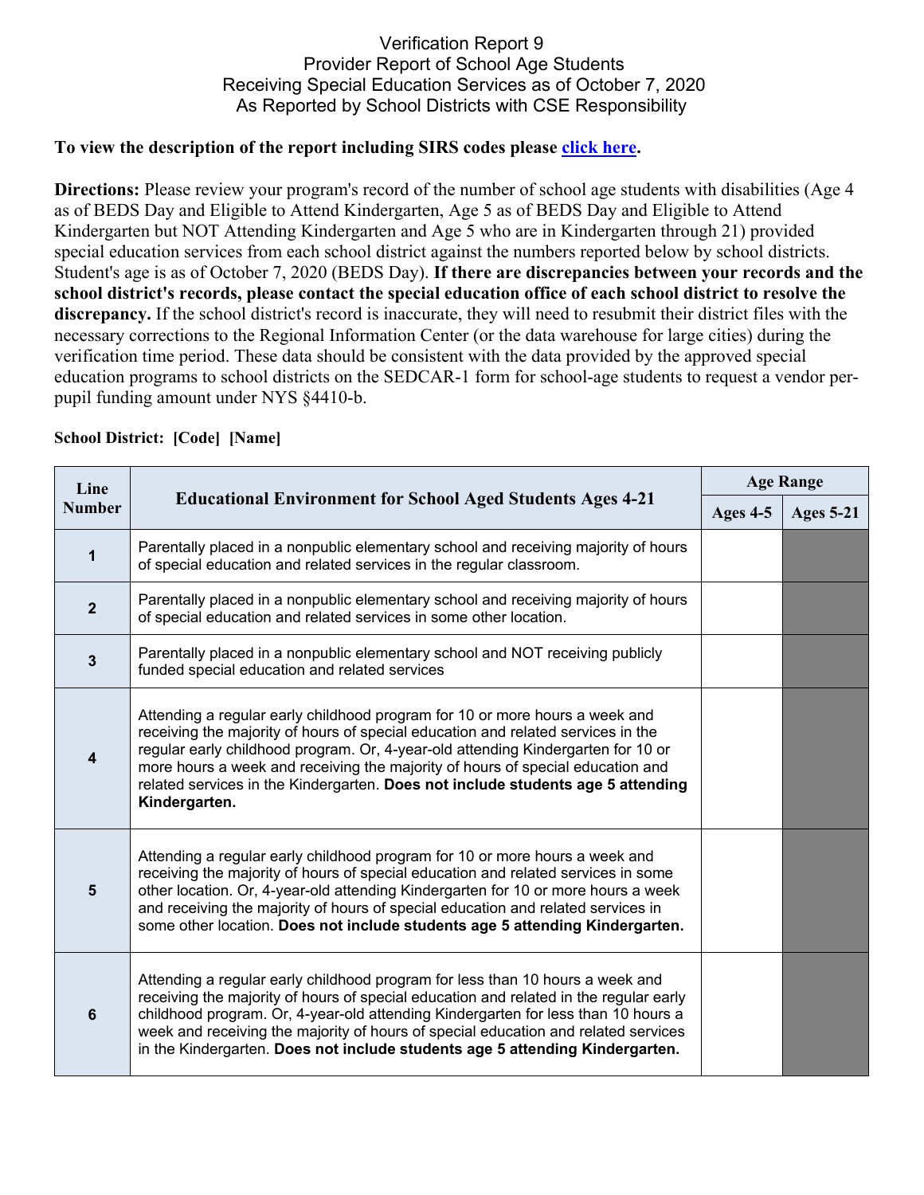# Verification Report 9
## Provider Report of School Age Students Receiving Special Education Services as of October 7, 2020 As Reported by School Districts with CSE Responsibility

**To view the description of the report including SIRS codes please click here.**

**Directions:** Please review your program's record of the number of school age students with disabilities (Age 4 as of BEDS Day and Eligible to Attend Kindergarten, Age 5 as of BEDS Day and Eligible to Attend Kindergarten but NOT Attending Kindergarten and Age 5 who are in Kindergarten through 21) provided special education services from each school district against the numbers reported below by school districts. Student's age is as of October 7, 2020 (BEDS Day). **If there are discrepancies between your records and the school district's records, please contact the special education office of each school district to resolve the discrepancy.** If the school district's record is inaccurate, they will need to resubmit their district files with the necessary corrections to the Regional Information Center (or the data warehouse for large cities) during the verification time period. These data should be consistent with the data provided by the approved special education programs to school districts on the SEDCAR-1 form for school-age students to request a vendor per-pupil funding amount under NYS §4410-b.

**School District: [Code] [Name]**

| Line Number | Educational Environment for School Aged Students Ages 4-21 | Age Range | |
|---|---|---|---|
| | | Ages 4-5 | Ages 5-21 |
| 1 | Parentally placed in a nonpublic elementary school and receiving majority of hours of special education and related services in the regular classroom. | | |
| 2 | Parentally placed in a nonpublic elementary school and receiving majority of hours of special education and related services in some other location. | | |
| 3 | Parentally placed in a nonpublic elementary school and NOT receiving publicly funded special education and related services | | |
| 4 | Attending a regular early childhood program for 10 or more hours a week and receiving the majority of hours of special education and related services in the regular early childhood program. Or, 4-year-old attending Kindergarten for 10 or more hours a week and receiving the majority of hours of special education and related services in the Kindergarten. **Does not include students age 5 attending Kindergarten.** | | |
| 5 | Attending a regular early childhood program for 10 or more hours a week and receiving the majority of hours of special education and related services in some other location. Or, 4-year-old attending Kindergarten for 10 or more hours a week and receiving the majority of hours of special education and related services in some other location. **Does not include students age 5 attending Kindergarten.** | | |
| 6 | Attending a regular early childhood program for less than 10 hours a week and receiving the majority of hours of special education and related in the regular early childhood program. Or, 4-year-old attending Kindergarten for less than 10 hours a week and receiving the majority of hours of special education and related services in the Kindergarten. **Does not include students age 5 attending Kindergarten.** | | |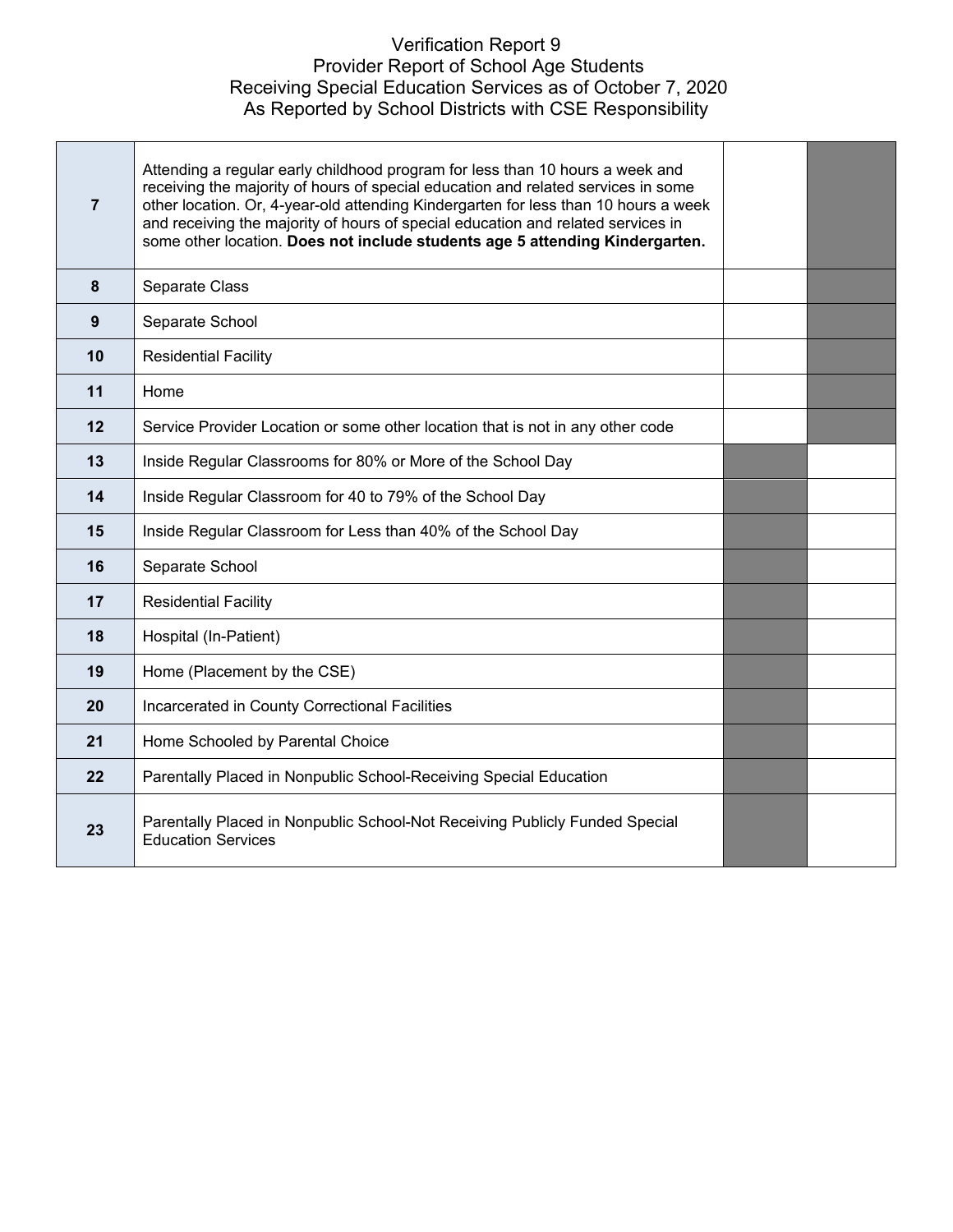# Verification Report 9
# Provider Report of School Age Students
# Receiving Special Education Services as of October 7, 2020
# As Reported by School Districts with CSE Responsibility

| | | | |
|---|---|---|---|
| 7 | Attending a regular early childhood program for less than 10 hours a week and receiving the majority of hours of special education and related services in some other location. Or, 4-year-old attending Kindergarten for less than 10 hours a week and receiving the majority of hours of special education and related services in some other location. **Does not include students age 5 attending Kindergarten.** | | |
| 8 | Separate Class | | |
| 9 | Separate School | | |
| 10 | Residential Facility | | |
| 11 | Home | | |
| 12 | Service Provider Location or some other location that is not in any other code | | |
| 13 | Inside Regular Classrooms for 80% or More of the School Day | | |
| 14 | Inside Regular Classroom for 40 to 79% of the School Day | | |
| 15 | Inside Regular Classroom for Less than 40% of the School Day | | |
| 16 | Separate School | | |
| 17 | Residential Facility | | |
| 18 | Hospital (In-Patient) | | |
| 19 | Home (Placement by the CSE) | | |
| 20 | Incarcerated in County Correctional Facilities | | |
| 21 | Home Schooled by Parental Choice | | |
| 22 | Parentally Placed in Nonpublic School-Receiving Special Education | | |
| 23 | Parentally Placed in Nonpublic School-Not Receiving Publicly Funded Special Education Services | | |